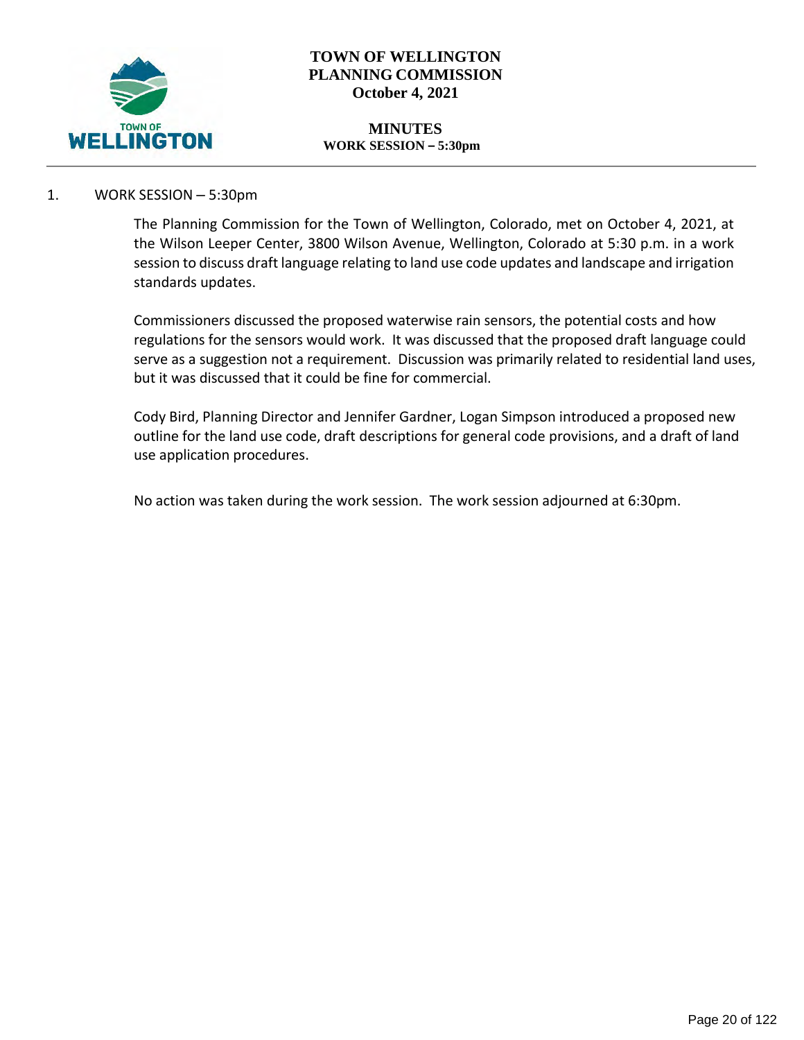# TOWN OF WELLINGTON
# PLANNING COMMISSION
## October 4, 2021

## MINUTES
### WORK SESSION – 5:30pm

1. WORK SESSION – 5:30pm

The Planning Commission for the Town of Wellington, Colorado, met on October 4, 2021, at the Wilson Leeper Center, 3800 Wilson Avenue, Wellington, Colorado at 5:30 p.m. in a work session to discuss draft language relating to land use code updates and landscape and irrigation standards updates.

Commissioners discussed the proposed waterwise rain sensors, the potential costs and how regulations for the sensors would work. It was discussed that the proposed draft language could serve as a suggestion not a requirement. Discussion was primarily related to residential land uses, but it was discussed that it could be fine for commercial.

Cody Bird, Planning Director and Jennifer Gardner, Logan Simpson introduced a proposed new outline for the land use code, draft descriptions for general code provisions, and a draft of land use application procedures.

No action was taken during the work session. The work session adjourned at 6:30pm.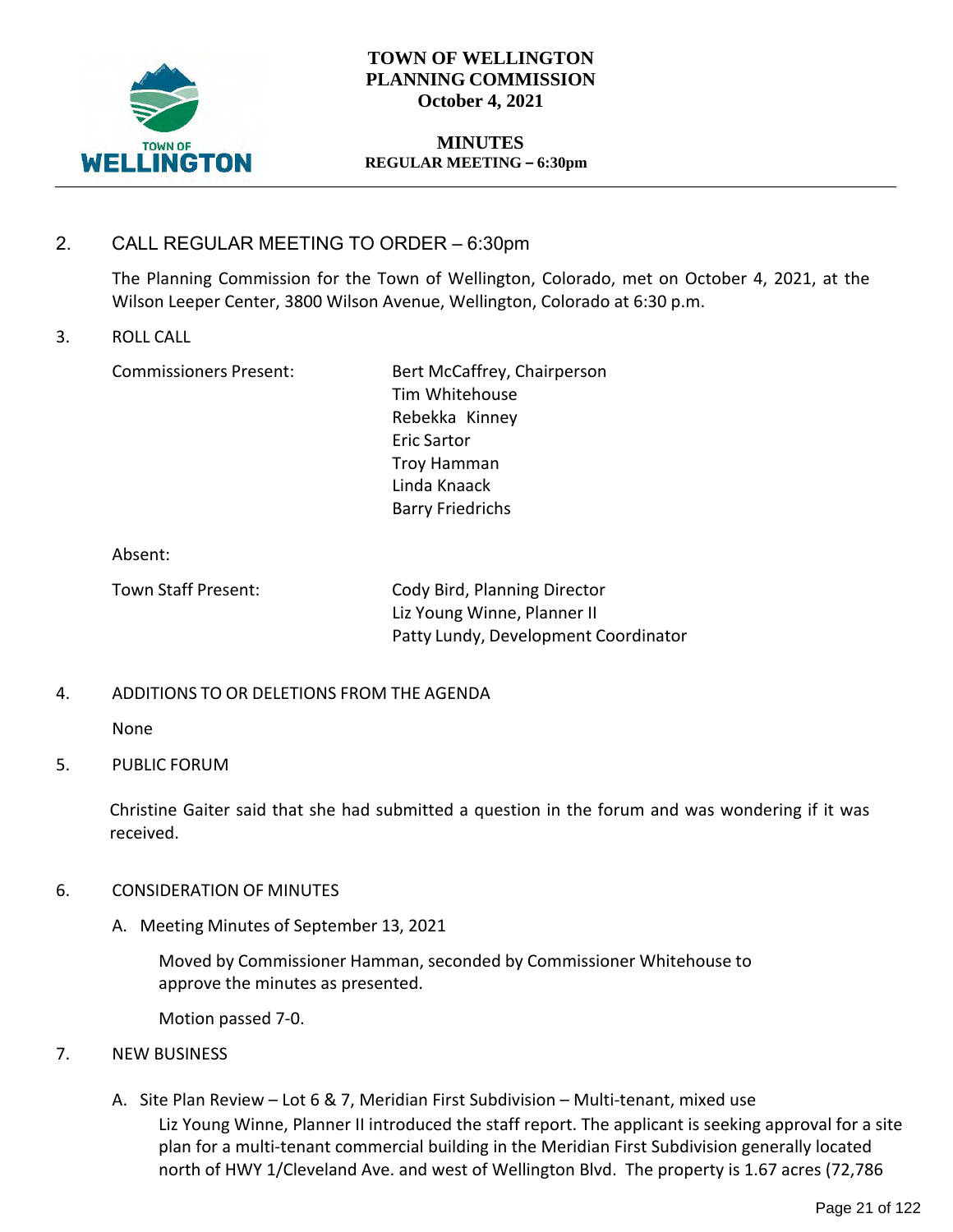# TOWN OF WELLINGTON PLANNING COMMISSION
**October 4, 2021**

## MINUTES
**REGULAR MEETING – 6:30pm**

---

2. CALL REGULAR MEETING TO ORDER – 6:30pm

   The Planning Commission for the Town of Wellington, Colorado, met on October 4, 2021, at the Wilson Leeper Center, 3800 Wilson Avenue, Wellington, Colorado at 6:30 p.m.

3. ROLL CALL

   Commissioners Present: Bert McCaffrey, Chairperson
   Tim Whitehouse
   Rebekka Kinney
   Eric Sartor
   Troy Hamman
   Linda Knaack
   Barry Friedrichs

   Absent:

   Town Staff Present: Cody Bird, Planning Director
   Liz Young Winne, Planner II
   Patty Lundy, Development Coordinator

4. ADDITIONS TO OR DELETIONS FROM THE AGENDA

   None

5. PUBLIC FORUM

   Christine Gaiter said that she had submitted a question in the forum and was wondering if it was received.

6. CONSIDERATION OF MINUTES

   A. Meeting Minutes of September 13, 2021

      Moved by Commissioner Hamman, seconded by Commissioner Whitehouse to approve the minutes as presented.

      Motion passed 7-0.

7. NEW BUSINESS

   A. Site Plan Review – Lot 6 & 7, Meridian First Subdivision – Multi-tenant, mixed use
      Liz Young Winne, Planner II introduced the staff report. The applicant is seeking approval for a site plan for a multi-tenant commercial building in the Meridian First Subdivision generally located north of HWY 1/Cleveland Ave. and west of Wellington Blvd. The property is 1.67 acres (72,786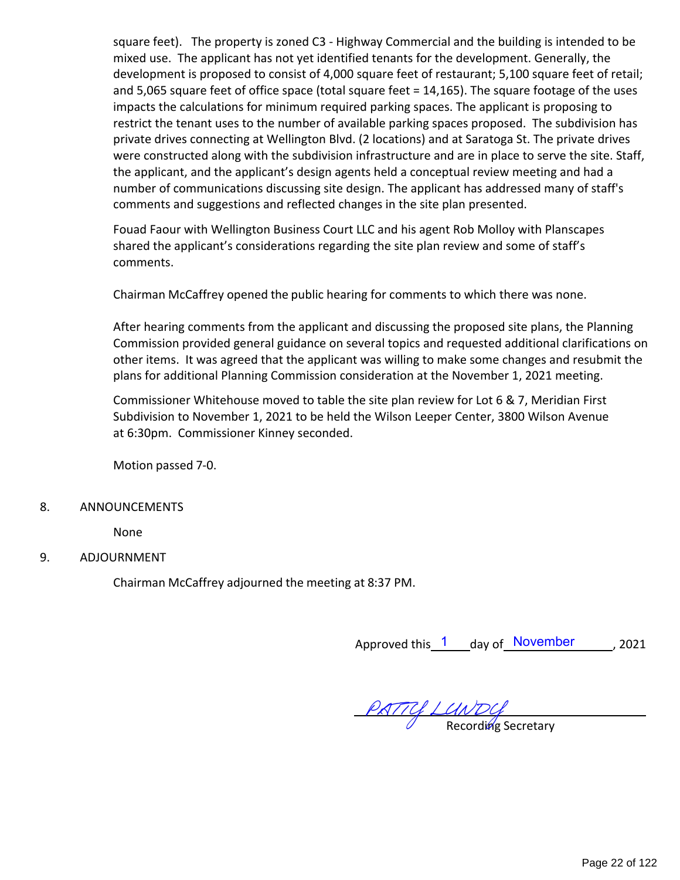square feet). The property is zoned C3 - Highway Commercial and the building is intended to be mixed use. The applicant has not yet identified tenants for the development. Generally, the development is proposed to consist of 4,000 square feet of restaurant; 5,100 square feet of retail; and 5,065 square feet of office space (total square feet = 14,165). The square footage of the uses impacts the calculations for minimum required parking spaces. The applicant is proposing to restrict the tenant uses to the number of available parking spaces proposed. The subdivision has private drives connecting at Wellington Blvd. (2 locations) and at Saratoga St. The private drives were constructed along with the subdivision infrastructure and are in place to serve the site. Staff, the applicant, and the applicant's design agents held a conceptual review meeting and had a number of communications discussing site design. The applicant has addressed many of staff's comments and suggestions and reflected changes in the site plan presented.

Fouad Faour with Wellington Business Court LLC and his agent Rob Molloy with Planscapes shared the applicant's considerations regarding the site plan review and some of staff's comments.

Chairman McCaffrey opened the public hearing for comments to which there was none.

After hearing comments from the applicant and discussing the proposed site plans, the Planning Commission provided general guidance on several topics and requested additional clarifications on other items. It was agreed that the applicant was willing to make some changes and resubmit the plans for additional Planning Commission consideration at the November 1, 2021 meeting.

Commissioner Whitehouse moved to table the site plan review for Lot 6 & 7, Meridian First Subdivision to November 1, 2021 to be held the Wilson Leeper Center, 3800 Wilson Avenue at 6:30pm. Commissioner Kinney seconded.

Motion passed 7-0.

8. ANNOUNCEMENTS

None

9. ADJOURNMENT

Chairman McCaffrey adjourned the meeting at 8:37 PM.

Approved this 1 day of November, 2021

PATTY LUNDY
Recording Secretary